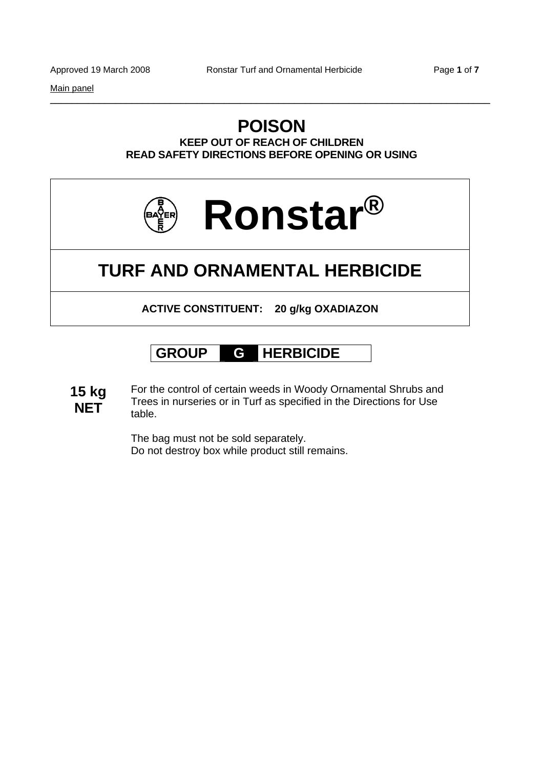Main panel

# POISON

**KEEP OUT OF REACH OF CHILDREN**
**READ SAFETY DIRECTIONS BEFORE OPENING OR USING**

# Ronstar®

## TURF AND ORNAMENTAL HERBICIDE

**ACTIVE CONSTITUENT: 20 g/kg OXADIAZON**

**GROUP G HERBICIDE**

**15 kg NET**

For the control of certain weeds in Woody Ornamental Shrubs and Trees in nurseries or in Turf as specified in the Directions for Use table.

The bag must not be sold separately.
Do not destroy box while product still remains.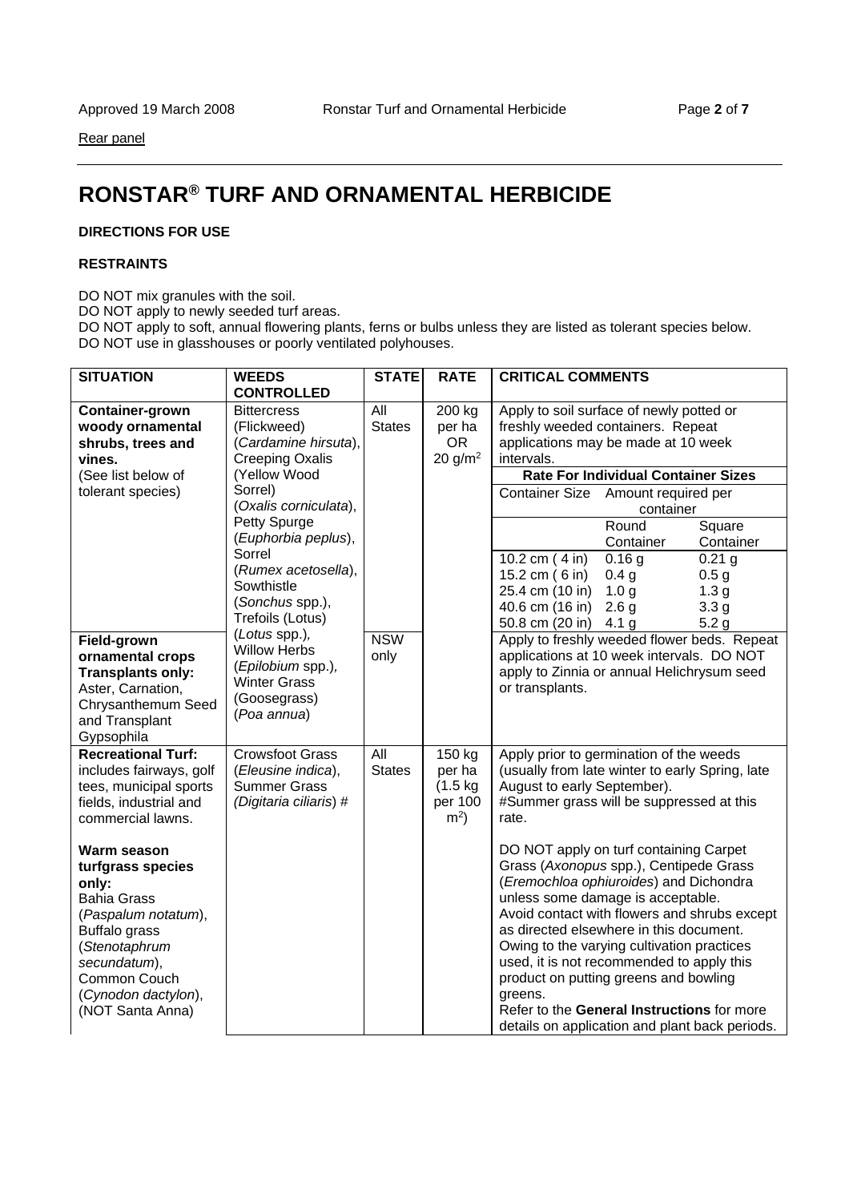Rear panel

# RONSTAR® TURF AND ORNAMENTAL HERBICIDE

**DIRECTIONS FOR USE**

**RESTRAINTS**

DO NOT mix granules with the soil.
DO NOT apply to newly seeded turf areas.
DO NOT apply to soft, annual flowering plants, ferns or bulbs unless they are listed as tolerant species below.
DO NOT use in glasshouses or poorly ventilated polyhouses.

| SITUATION | WEEDS CONTROLLED | STATE | RATE | CRITICAL COMMENTS |
|---|---|---|---|---|
| **Container-grown woody ornamental shrubs, trees and vines.** (See list below of tolerant species) | Bittercress (Flickweed) (*Cardamine hirsuta*), Creeping Oxalis (Yellow Wood Sorrel) (*Oxalis corniculata*), Petty Spurge (*Euphorbia peplus*), Sorrel (*Rumex acetosella*), Sowthistle (*Sonchus* spp.), Trefoils (Lotus) (*Lotus* spp.), Willow Herbs (*Epilobium* spp.), Winter Grass (Goosegrass) (*Poa annua*) | All States | 200 kg per ha OR 20 g/m$^2$ | Apply to soil surface of newly potted or freshly weeded containers. Repeat applications may be made at 10 week intervals.<br>**Rate For Individual Container Sizes**<br>Container Size — Amount required per container (Round Container / Square Container)<br>10.2 cm ( 4 in): 0.16 g / 0.21 g<br>15.2 cm ( 6 in): 0.4 g / 0.5 g<br>25.4 cm (10 in): 1.0 g / 1.3 g<br>40.6 cm (16 in): 2.6 g / 3.3 g<br>50.8 cm (20 in): 4.1 g / 5.2 g |
| **Field-grown ornamental crops Transplants only:** Aster, Carnation, Chrysanthemum Seed and Transplant Gypsophila | | NSW only | | Apply to freshly weeded flower beds. Repeat applications at 10 week intervals. DO NOT apply to Zinnia or annual Helichrysum seed or transplants. |
| **Recreational Turf:** includes fairways, golf tees, municipal sports fields, industrial and commercial lawns.<br><br>**Warm season turfgrass species only:**<br>Bahia Grass (*Paspalum notatum*), Buffalo grass (*Stenotaphrum secundatum*), Common Couch (*Cynodon dactylon*), (NOT Santa Anna) | Crowsfoot Grass (*Eleusine indica*), Summer Grass (*Digitaria ciliaris*) # | All States | 150 kg per ha (1.5 kg per 100 m$^2$) | Apply prior to germination of the weeds (usually from late winter to early Spring, late August to early September).<br>#Summer grass will be suppressed at this rate.<br><br>DO NOT apply on turf containing Carpet Grass (*Axonopus* spp.), Centipede Grass (*Eremochloa ophiuroides*) and Dichondra unless some damage is acceptable.<br>Avoid contact with flowers and shrubs except as directed elsewhere in this document.<br>Owing to the varying cultivation practices used, it is not recommended to apply this product on putting greens and bowling greens.<br>Refer to the **General Instructions** for more details on application and plant back periods. |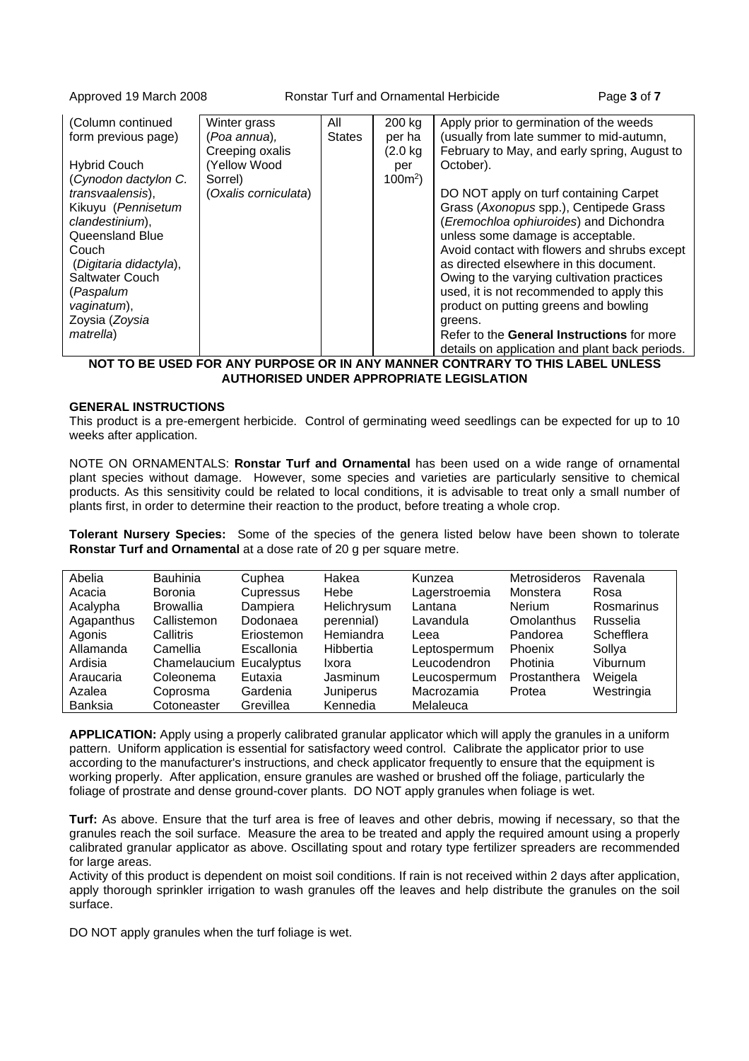| (Column continued form previous page)<br><br>Hybrid Couch (*Cynodon dactylon C. transvaalensis*), Kikuyu (*Pennisetum clandestinium*), Queensland Blue Couch (*Digitaria didactyla*), Saltwater Couch (*Paspalum vaginatum*), Zoysia (*Zoysia matrella*) | Winter grass (*Poa annua*), Creeping oxalis (Yellow Wood Sorrel) (*Oxalis corniculata*) | All States | 200 kg per ha (2.0 kg per $100m^2$) | Apply prior to germination of the weeds (usually from late summer to mid-autumn, February to May, and early spring, August to October).<br><br>DO NOT apply on turf containing Carpet Grass (*Axonopus* spp.), Centipede Grass (*Eremochloa ophiuroides*) and Dichondra unless some damage is acceptable.<br>Avoid contact with flowers and shrubs except as directed elsewhere in this document.<br>Owing to the varying cultivation practices used, it is not recommended to apply this product on putting greens and bowling greens.<br>Refer to the **General Instructions** for more details on application and plant back periods. |
|---|---|---|---|---|

**NOT TO BE USED FOR ANY PURPOSE OR IN ANY MANNER CONTRARY TO THIS LABEL UNLESS AUTHORISED UNDER APPROPRIATE LEGISLATION**

**GENERAL INSTRUCTIONS**

This product is a pre-emergent herbicide. Control of germinating weed seedlings can be expected for up to 10 weeks after application.

NOTE ON ORNAMENTALS: **Ronstar Turf and Ornamental** has been used on a wide range of ornamental plant species without damage. However, some species and varieties are particularly sensitive to chemical products. As this sensitivity could be related to local conditions, it is advisable to treat only a small number of plants first, in order to determine their reaction to the product, before treating a whole crop.

**Tolerant Nursery Species:** Some of the species of the genera listed below have been shown to tolerate **Ronstar Turf and Ornamental** at a dose rate of 20 g per square metre.

| Abelia | Bauhinia | Cuphea | Hakea | Kunzea | Metrosideros | Ravenala |
|---|---|---|---|---|---|---|
| Acacia | Boronia | Cupressus | Hebe | Lagerstroemia | Monstera | Rosa |
| Acalypha | Browallia | Dampiera | Helichrysum | Lantana | Nerium | Rosmarinus |
| Agapanthus | Callistemon | Dodonaea | perennial) | Lavandula | Omolanthus | Russelia |
| Agonis | Callitris | Eriostemon | Hemiandra | Leea | Pandorea | Schefflera |
| Allamanda | Camellia | Escallonia | Hibbertia | Leptospermum | Phoenix | Sollya |
| Ardisia | Chamelaucium | Eucalyptus | Ixora | Leucodendron | Photinia | Viburnum |
| Araucaria | Coleonema | Eutaxia | Jasminum | Leucospermum | Prostanthera | Weigela |
| Azalea | Coprosma | Gardenia | Juniperus | Macrozamia | Protea | Westringia |
| Banksia | Cotoneaster | Grevillea | Kennedia | Melaleuca | | |

**APPLICATION:** Apply using a properly calibrated granular applicator which will apply the granules in a uniform pattern. Uniform application is essential for satisfactory weed control. Calibrate the applicator prior to use according to the manufacturer's instructions, and check applicator frequently to ensure that the equipment is working properly. After application, ensure granules are washed or brushed off the foliage, particularly the foliage of prostrate and dense ground-cover plants. DO NOT apply granules when foliage is wet.

**Turf:** As above. Ensure that the turf area is free of leaves and other debris, mowing if necessary, so that the granules reach the soil surface. Measure the area to be treated and apply the required amount using a properly calibrated granular applicator as above. Oscillating spout and rotary type fertilizer spreaders are recommended for large areas.

Activity of this product is dependent on moist soil conditions. If rain is not received within 2 days after application, apply thorough sprinkler irrigation to wash granules off the leaves and help distribute the granules on the soil surface.

DO NOT apply granules when the turf foliage is wet.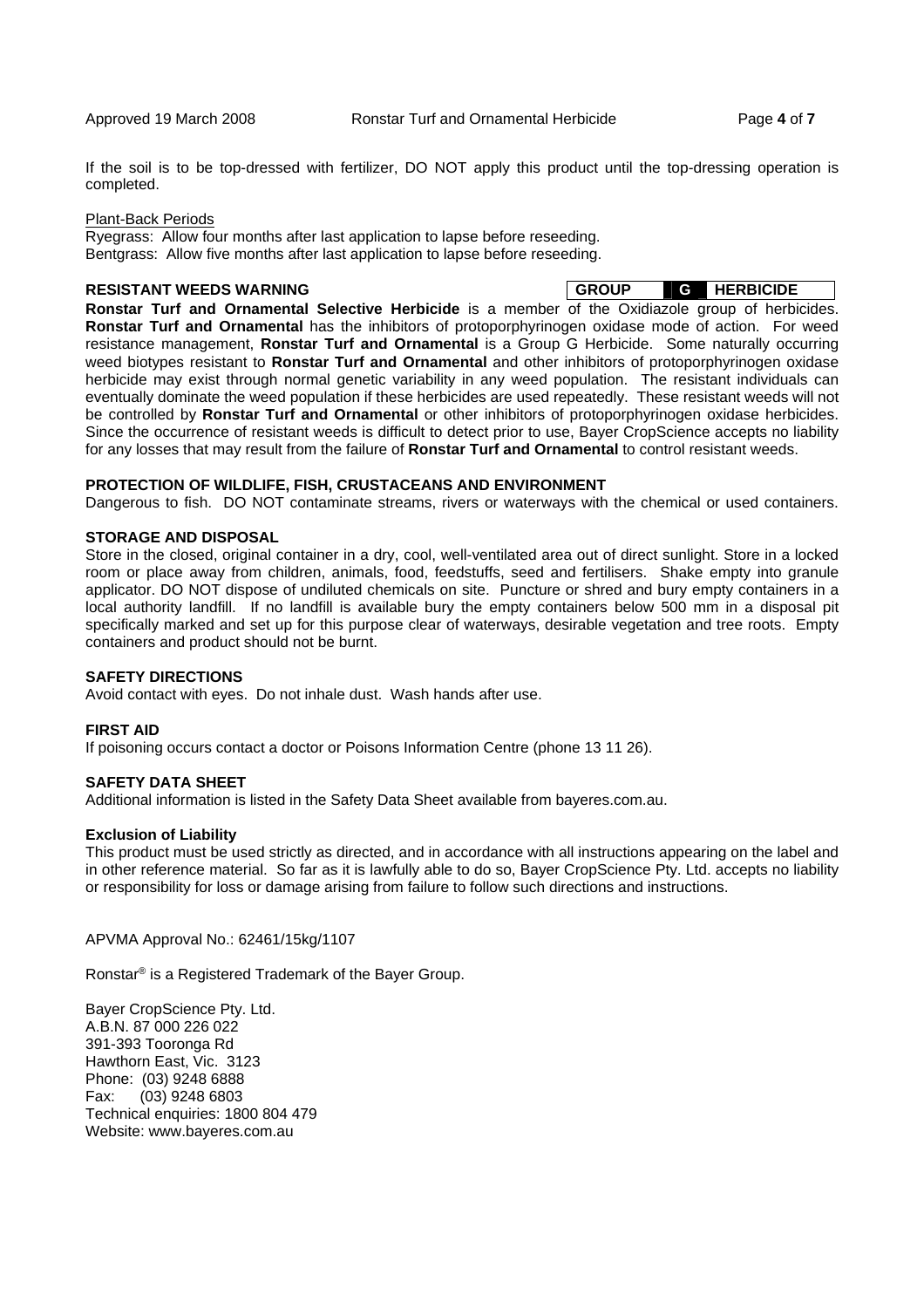If the soil is to be top-dressed with fertilizer, DO NOT apply this product until the top-dressing operation is completed.

Plant-Back Periods

Ryegrass: Allow four months after last application to lapse before reseeding.
Bentgrass: Allow five months after last application to lapse before reseeding.

**RESISTANT WEEDS WARNING** | **GROUP** | **G** | **HERBICIDE** |

**Ronstar Turf and Ornamental Selective Herbicide** is a member of the Oxidiazole group of herbicides. **Ronstar Turf and Ornamental** has the inhibitors of protoporphyrinogen oxidase mode of action. For weed resistance management, **Ronstar Turf and Ornamental** is a Group G Herbicide. Some naturally occurring weed biotypes resistant to **Ronstar Turf and Ornamental** and other inhibitors of protoporphyrinogen oxidase herbicide may exist through normal genetic variability in any weed population. The resistant individuals can eventually dominate the weed population if these herbicides are used repeatedly. These resistant weeds will not be controlled by **Ronstar Turf and Ornamental** or other inhibitors of protoporphyrinogen oxidase herbicides. Since the occurrence of resistant weeds is difficult to detect prior to use, Bayer CropScience accepts no liability for any losses that may result from the failure of **Ronstar Turf and Ornamental** to control resistant weeds.

**PROTECTION OF WILDLIFE, FISH, CRUSTACEANS AND ENVIRONMENT**

Dangerous to fish. DO NOT contaminate streams, rivers or waterways with the chemical or used containers.

**STORAGE AND DISPOSAL**

Store in the closed, original container in a dry, cool, well-ventilated area out of direct sunlight. Store in a locked room or place away from children, animals, food, feedstuffs, seed and fertilisers. Shake empty into granule applicator. DO NOT dispose of undiluted chemicals on site. Puncture or shred and bury empty containers in a local authority landfill. If no landfill is available bury the empty containers below 500 mm in a disposal pit specifically marked and set up for this purpose clear of waterways, desirable vegetation and tree roots. Empty containers and product should not be burnt.

**SAFETY DIRECTIONS**

Avoid contact with eyes. Do not inhale dust. Wash hands after use.

**FIRST AID**

If poisoning occurs contact a doctor or Poisons Information Centre (phone 13 11 26).

**SAFETY DATA SHEET**

Additional information is listed in the Safety Data Sheet available from bayeres.com.au.

**Exclusion of Liability**

This product must be used strictly as directed, and in accordance with all instructions appearing on the label and in other reference material. So far as it is lawfully able to do so, Bayer CropScience Pty. Ltd. accepts no liability or responsibility for loss or damage arising from failure to follow such directions and instructions.

APVMA Approval No.: 62461/15kg/1107

Ronstar® is a Registered Trademark of the Bayer Group.

Bayer CropScience Pty. Ltd.
A.B.N. 87 000 226 022
391-393 Tooronga Rd
Hawthorn East, Vic. 3123
Phone: (03) 9248 6888
Fax: (03) 9248 6803
Technical enquiries: 1800 804 479
Website: www.bayeres.com.au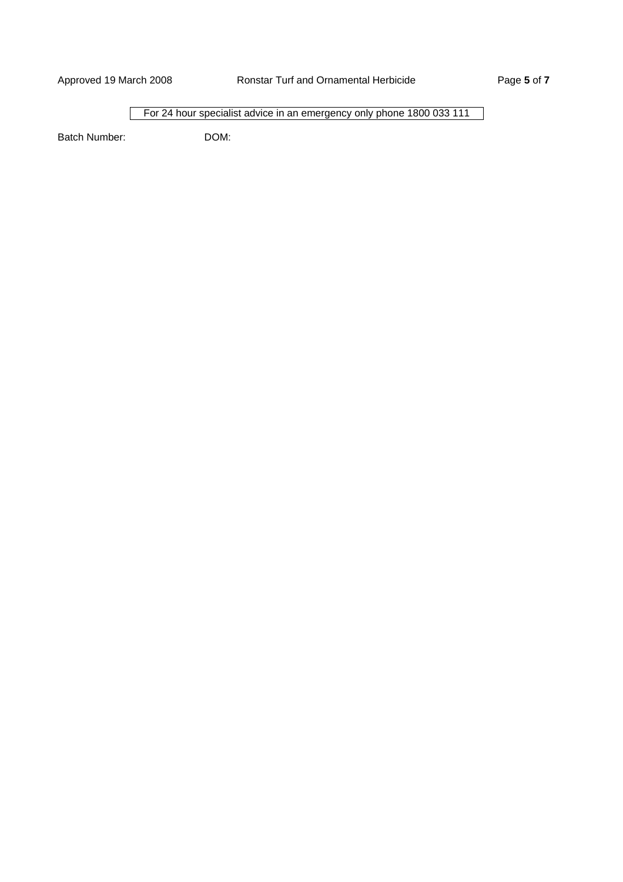For 24 hour specialist advice in an emergency only phone 1800 033 111

Batch Number: DOM: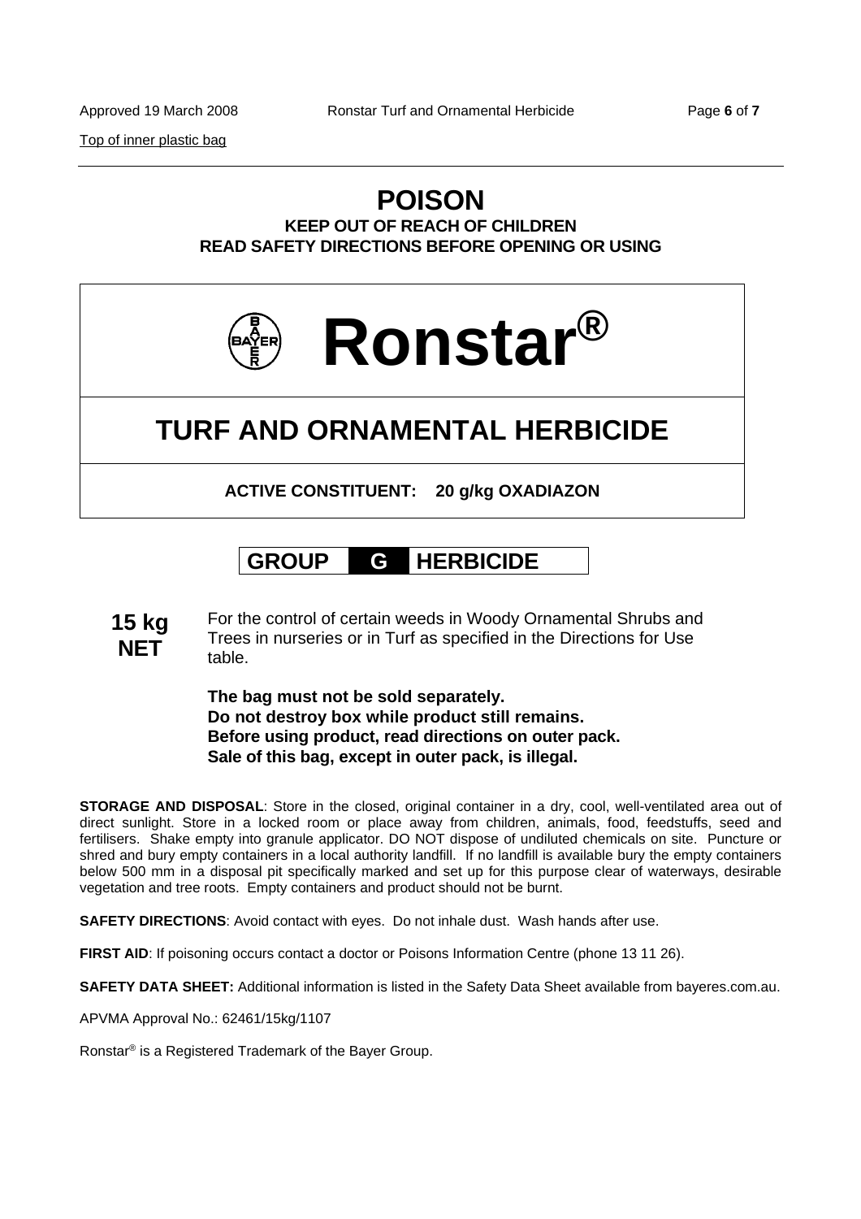Top of inner plastic bag

# POISON

**KEEP OUT OF REACH OF CHILDREN**
**READ SAFETY DIRECTIONS BEFORE OPENING OR USING**

# BAYER Ronstar®

## TURF AND ORNAMENTAL HERBICIDE

**ACTIVE CONSTITUENT: 20 g/kg OXADIAZON**

**GROUP G HERBICIDE**

**15 kg NET**

For the control of certain weeds in Woody Ornamental Shrubs and Trees in nurseries or in Turf as specified in the Directions for Use table.

**The bag must not be sold separately.**
**Do not destroy box while product still remains.**
**Before using product, read directions on outer pack.**
**Sale of this bag, except in outer pack, is illegal.**

**STORAGE AND DISPOSAL**: Store in the closed, original container in a dry, cool, well-ventilated area out of direct sunlight. Store in a locked room or place away from children, animals, food, feedstuffs, seed and fertilisers. Shake empty into granule applicator. DO NOT dispose of undiluted chemicals on site. Puncture or shred and bury empty containers in a local authority landfill. If no landfill is available bury the empty containers below 500 mm in a disposal pit specifically marked and set up for this purpose clear of waterways, desirable vegetation and tree roots. Empty containers and product should not be burnt.

**SAFETY DIRECTIONS**: Avoid contact with eyes. Do not inhale dust. Wash hands after use.

**FIRST AID**: If poisoning occurs contact a doctor or Poisons Information Centre (phone 13 11 26).

**SAFETY DATA SHEET:** Additional information is listed in the Safety Data Sheet available from bayeres.com.au.

APVMA Approval No.: 62461/15kg/1107

Ronstar® is a Registered Trademark of the Bayer Group.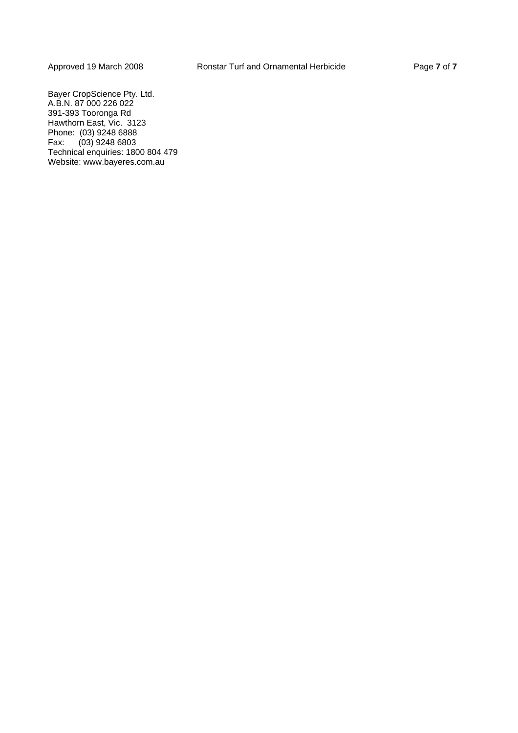Bayer CropScience Pty. Ltd.
A.B.N. 87 000 226 022
391-393 Tooronga Rd
Hawthorn East, Vic. 3123
Phone: (03) 9248 6888
Fax: (03) 9248 6803
Technical enquiries: 1800 804 479
Website: www.bayeres.com.au